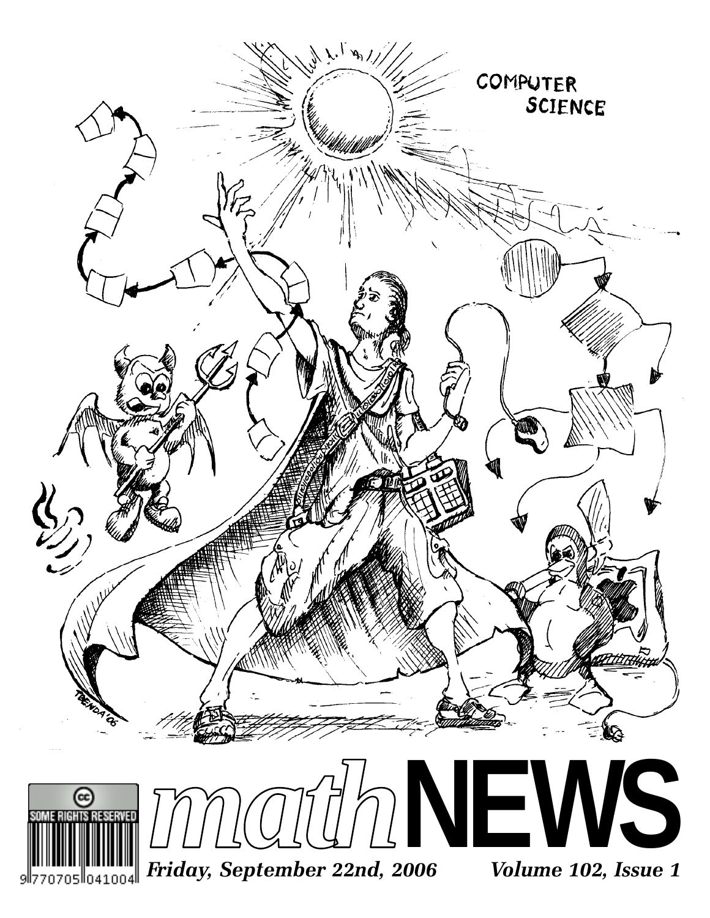COMPUTER SCIENCE

# mathNEWS

SOME RIGHTS RESERVED

9 770705 041004

*Friday, September 22nd, 2006* *Volume 102, Issue 1*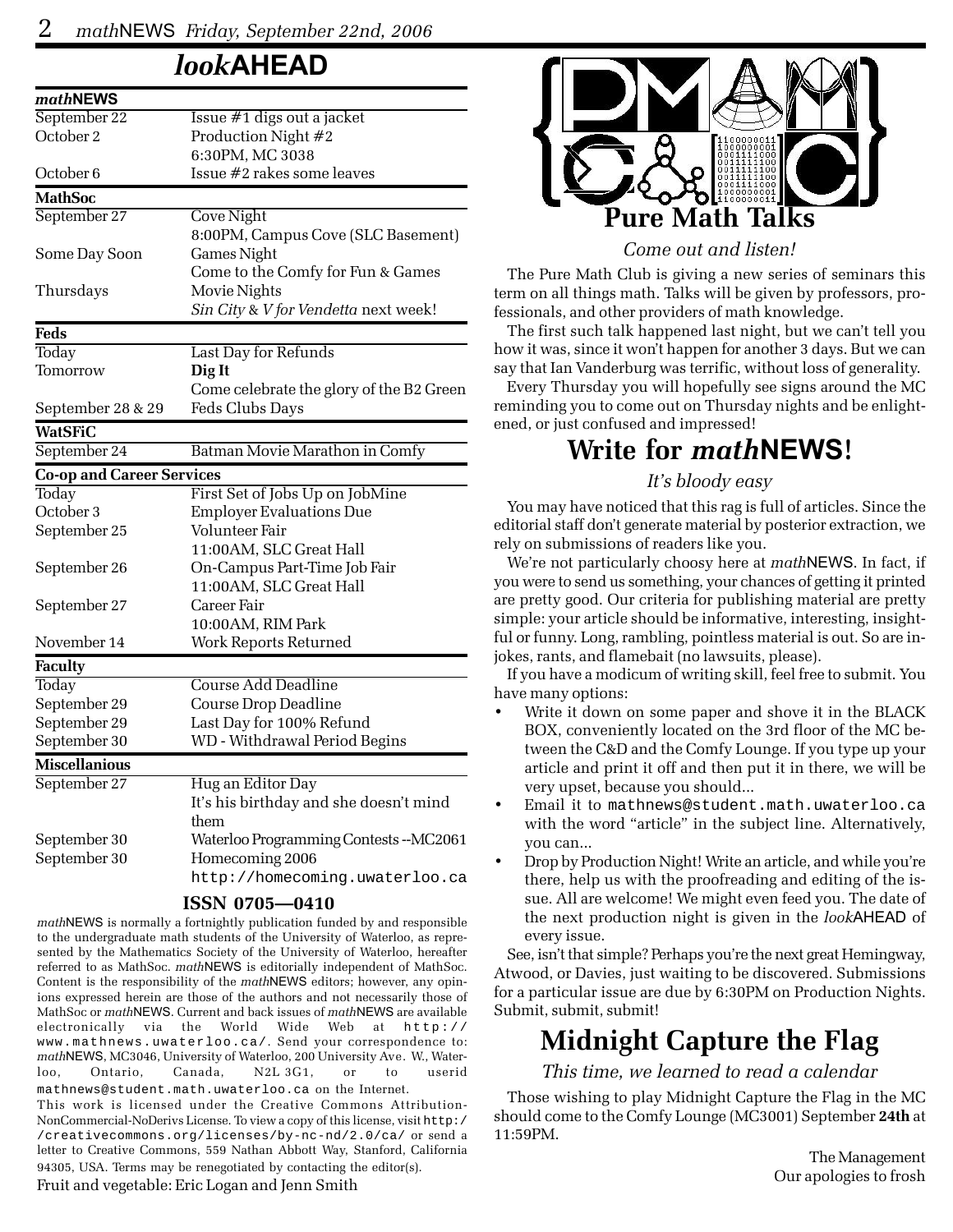# *look*AHEAD

| *math*NEWS | |
|---|---|
| September 22 | Issue #1 digs out a jacket |
| October 2 | Production Night #2<br>6:30PM, MC 3038 |
| October 6 | Issue #2 rakes some leaves |
| **MathSoc** | |
| September 27 | Cove Night<br>8:00PM, Campus Cove (SLC Basement) |
| Some Day Soon | Games Night<br>Come to the Comfy for Fun & Games |
| Thursdays | Movie Nights<br>*Sin City* & *V for Vendetta* next week! |
| **Feds** | |
| Today | Last Day for Refunds |
| Tomorrow | **Dig It**<br>Come celebrate the glory of the B2 Green |
| September 28 & 29 | Feds Clubs Days |
| **WatSFiC** | |
| September 24 | Batman Movie Marathon in Comfy |
| **Co-op and Career Services** | |
| Today | First Set of Jobs Up on JobMine |
| October 3 | Employer Evaluations Due |
| September 25 | Volunteer Fair<br>11:00AM, SLC Great Hall |
| September 26 | On-Campus Part-Time Job Fair<br>11:00AM, SLC Great Hall |
| September 27 | Career Fair<br>10:00AM, RIM Park |
| November 14 | Work Reports Returned |
| **Faculty** | |
| Today | Course Add Deadline |
| September 29 | Course Drop Deadline |
| September 29 | Last Day for 100% Refund |
| September 30 | WD - Withdrawal Period Begins |
| **Miscellanious** | |
| September 27 | Hug an Editor Day<br>It's his birthday and she doesn't mind them |
| September 30 | Waterloo Programming Contests --MC2061 |
| September 30 | Homecoming 2006<br>http://homecoming.uwaterloo.ca |

**ISSN 0705—0410**

*math*NEWS is normally a fortnightly publication funded by and responsible to the undergraduate math students of the University of Waterloo, as represented by the Mathematics Society of the University of Waterloo, hereafter referred to as MathSoc. *math*NEWS is editorially independent of MathSoc. Content is the responsibility of the *math*NEWS editors; however, any opinions expressed herein are those of the authors and not necessarily those of MathSoc or *math*NEWS. Current and back issues of *math*NEWS are available electronically via the World Wide Web at http://www.mathnews.uwaterloo.ca/. Send your correspondence to: *math*NEWS, MC3046, University of Waterloo, 200 University Ave. W., Waterloo, Ontario, Canada, N2L 3G1, or to userid mathnews@student.math.uwaterloo.ca on the Internet.

This work is licensed under the Creative Commons Attribution-NonCommercial-NoDerivs License. To view a copy of this license, visit http://creativecommons.org/licenses/by-nc-nd/2.0/ca/ or send a letter to Creative Commons, 559 Nathan Abbott Way, Stanford, California 94305, USA. Terms may be renegotiated by contacting the editor(s).

Fruit and vegetable: Eric Logan and Jenn Smith

# Pure Math Talks

*Come out and listen!*

The Pure Math Club is giving a new series of seminars this term on all things math. Talks will be given by professors, professionals, and other providers of math knowledge.

The first such talk happened last night, but we can't tell you how it was, since it won't happen for another 3 days. But we can say that Ian Vanderburg was terrific, without loss of generality.

Every Thursday you will hopefully see signs around the MC reminding you to come out on Thursday nights and be enlightened, or just confused and impressed!

# Write for *math*NEWS!

*It's bloody easy*

You may have noticed that this rag is full of articles. Since the editorial staff don't generate material by posterior extraction, we rely on submissions of readers like you.

We're not particularly choosy here at *math*NEWS. In fact, if you were to send us something, your chances of getting it printed are pretty good. Our criteria for publishing material are pretty simple: your article should be informative, interesting, insightful or funny. Long, rambling, pointless material is out. So are in-jokes, rants, and flamebait (no lawsuits, please).

If you have a modicum of writing skill, feel free to submit. You have many options:

- Write it down on some paper and shove it in the BLACK BOX, conveniently located on the 3rd floor of the MC between the C&D and the Comfy Lounge. If you type up your article and print it off and then put it in there, we will be very upset, because you should...
- Email it to mathnews@student.math.uwaterloo.ca with the word "article" in the subject line. Alternatively, you can...
- Drop by Production Night! Write an article, and while you're there, help us with the proofreading and editing of the issue. All are welcome! We might even feed you. The date of the next production night is given in the *look*AHEAD of every issue.

See, isn't that simple? Perhaps you're the next great Hemingway, Atwood, or Davies, just waiting to be discovered. Submissions for a particular issue are due by 6:30PM on Production Nights. Submit, submit, submit!

# Midnight Capture the Flag

*This time, we learned to read a calendar*

Those wishing to play Midnight Capture the Flag in the MC should come to the Comfy Lounge (MC3001) September **24th** at 11:59PM.

The Management
Our apologies to frosh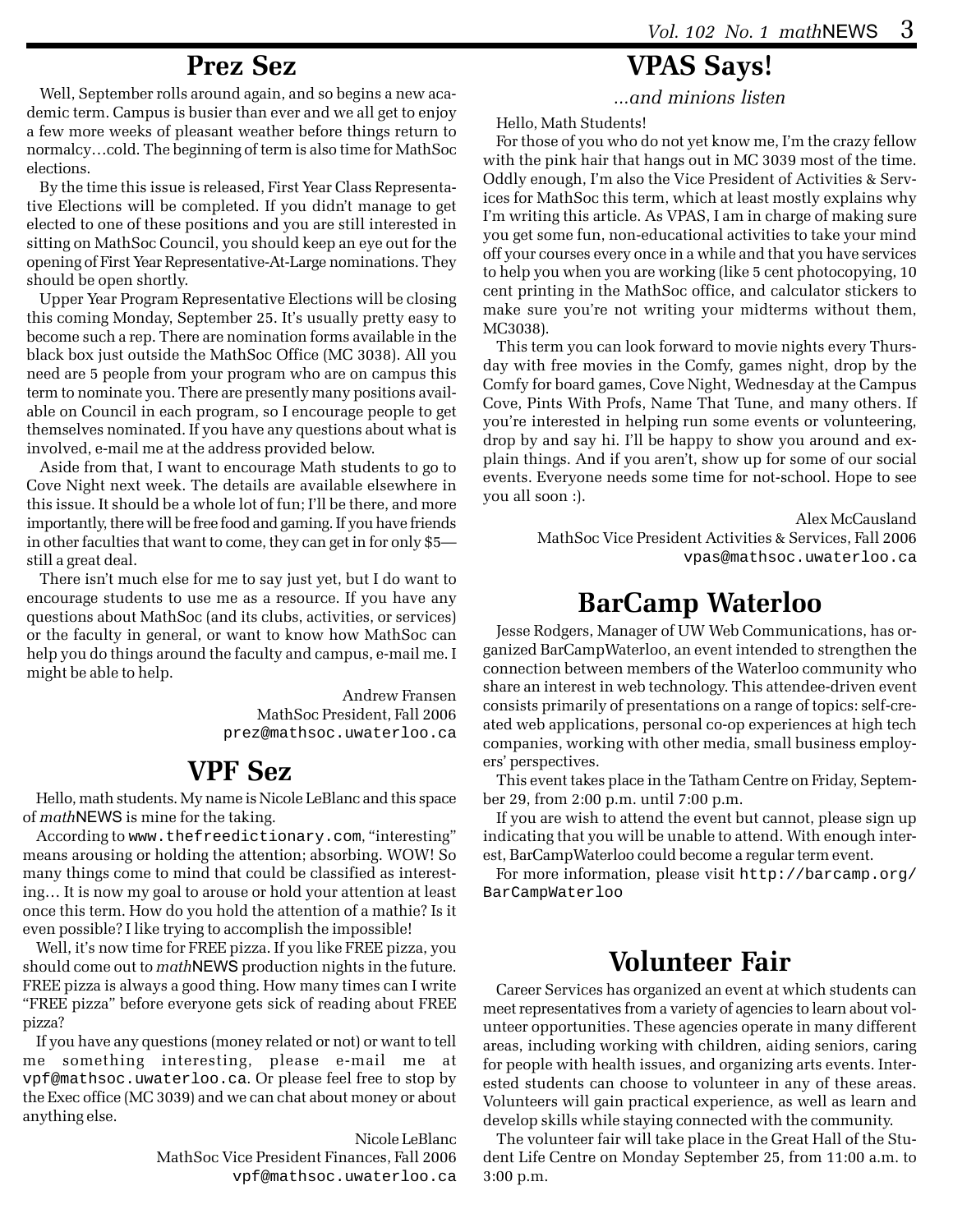## Prez Sez

Well, September rolls around again, and so begins a new academic term. Campus is busier than ever and we all get to enjoy a few more weeks of pleasant weather before things return to normalcy…cold. The beginning of term is also time for MathSoc elections.

By the time this issue is released, First Year Class Representative Elections will be completed. If you didn't manage to get elected to one of these positions and you are still interested in sitting on MathSoc Council, you should keep an eye out for the opening of First Year Representative-At-Large nominations. They should be open shortly.

Upper Year Program Representative Elections will be closing this coming Monday, September 25. It's usually pretty easy to become such a rep. There are nomination forms available in the black box just outside the MathSoc Office (MC 3038). All you need are 5 people from your program who are on campus this term to nominate you. There are presently many positions available on Council in each program, so I encourage people to get themselves nominated. If you have any questions about what is involved, e-mail me at the address provided below.

Aside from that, I want to encourage Math students to go to Cove Night next week. The details are available elsewhere in this issue. It should be a whole lot of fun; I'll be there, and more importantly, there will be free food and gaming. If you have friends in other faculties that want to come, they can get in for only $5—still a great deal.

There isn't much else for me to say just yet, but I do want to encourage students to use me as a resource. If you have any questions about MathSoc (and its clubs, activities, or services) or the faculty in general, or want to know how MathSoc can help you do things around the faculty and campus, e-mail me. I might be able to help.

Andrew Fransen
MathSoc President, Fall 2006
prez@mathsoc.uwaterloo.ca

## VPF Sez

Hello, math students. My name is Nicole LeBlanc and this space of *math*NEWS is mine for the taking.

According to www.thefreedictionary.com, "interesting" means arousing or holding the attention; absorbing. WOW! So many things come to mind that could be classified as interesting… It is now my goal to arouse or hold your attention at least once this term. How do you hold the attention of a mathie? Is it even possible? I like trying to accomplish the impossible!

Well, it's now time for FREE pizza. If you like FREE pizza, you should come out to *math*NEWS production nights in the future. FREE pizza is always a good thing. How many times can I write "FREE pizza" before everyone gets sick of reading about FREE pizza?

If you have any questions (money related or not) or want to tell me something interesting, please e-mail me at vpf@mathsoc.uwaterloo.ca. Or please feel free to stop by the Exec office (MC 3039) and we can chat about money or about anything else.

Nicole LeBlanc
MathSoc Vice President Finances, Fall 2006
vpf@mathsoc.uwaterloo.ca

## VPAS Says!

*...and minions listen*

Hello, Math Students!

For those of you who do not yet know me, I'm the crazy fellow with the pink hair that hangs out in MC 3039 most of the time. Oddly enough, I'm also the Vice President of Activities & Services for MathSoc this term, which at least mostly explains why I'm writing this article. As VPAS, I am in charge of making sure you get some fun, non-educational activities to take your mind off your courses every once in a while and that you have services to help you when you are working (like 5 cent photocopying, 10 cent printing in the MathSoc office, and calculator stickers to make sure you're not writing your midterms without them, MC3038).

This term you can look forward to movie nights every Thursday with free movies in the Comfy, games night, drop by the Comfy for board games, Cove Night, Wednesday at the Campus Cove, Pints With Profs, Name That Tune, and many others. If you're interested in helping run some events or volunteering, drop by and say hi. I'll be happy to show you around and explain things. And if you aren't, show up for some of our social events. Everyone needs some time for not-school. Hope to see you all soon :).

Alex McCausland
MathSoc Vice President Activities & Services, Fall 2006
vpas@mathsoc.uwaterloo.ca

## BarCamp Waterloo

Jesse Rodgers, Manager of UW Web Communications, has organized BarCampWaterloo, an event intended to strengthen the connection between members of the Waterloo community who share an interest in web technology. This attendee-driven event consists primarily of presentations on a range of topics: self-created web applications, personal co-op experiences at high tech companies, working with other media, small business employers' perspectives.

This event takes place in the Tatham Centre on Friday, September 29, from 2:00 p.m. until 7:00 p.m.

If you are wish to attend the event but cannot, please sign up indicating that you will be unable to attend. With enough interest, BarCampWaterloo could become a regular term event.

For more information, please visit http://barcamp.org/BarCampWaterloo

## Volunteer Fair

Career Services has organized an event at which students can meet representatives from a variety of agencies to learn about volunteer opportunities. These agencies operate in many different areas, including working with children, aiding seniors, caring for people with health issues, and organizing arts events. Interested students can choose to volunteer in any of these areas. Volunteers will gain practical experience, as well as learn and develop skills while staying connected with the community.

The volunteer fair will take place in the Great Hall of the Student Life Centre on Monday September 25, from 11:00 a.m. to 3:00 p.m.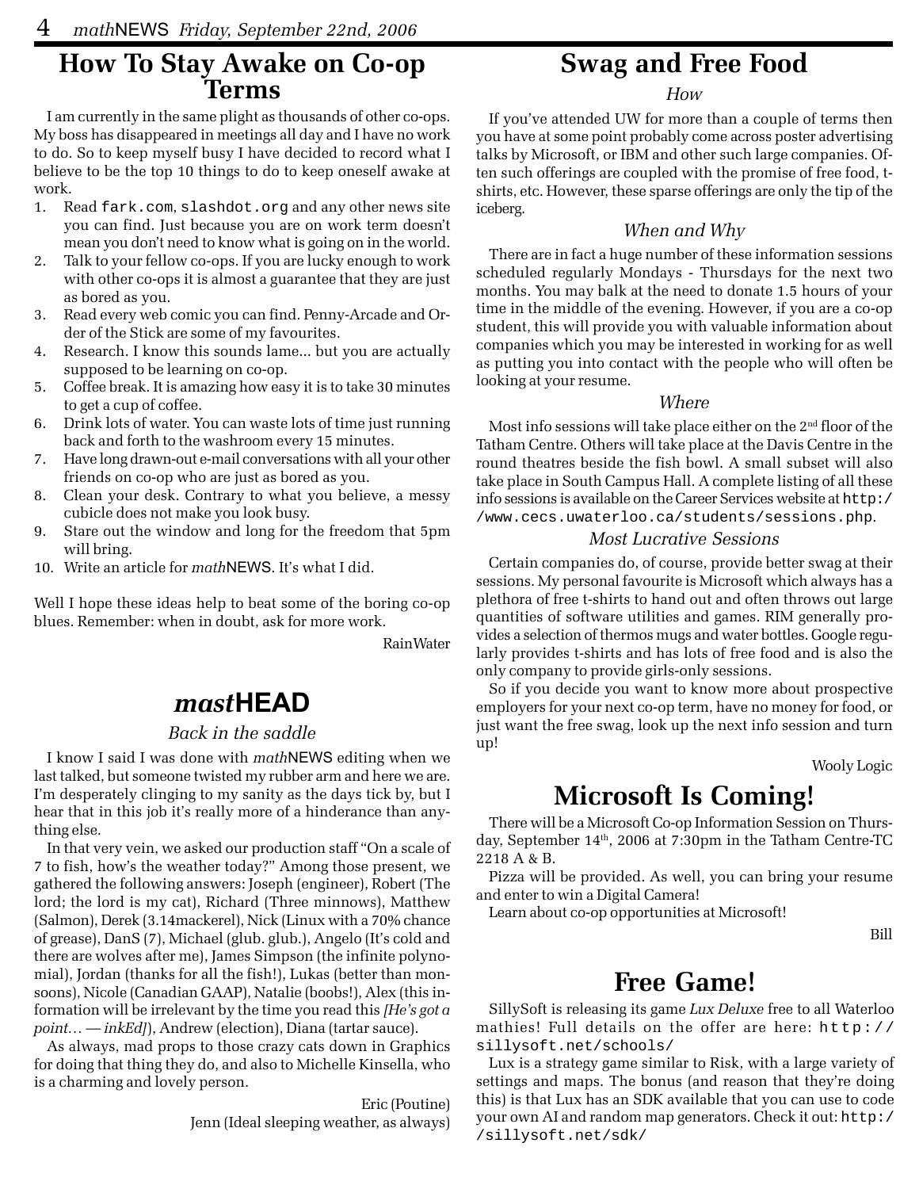## How To Stay Awake on Co-op Terms

I am currently in the same plight as thousands of other co-ops. My boss has disappeared in meetings all day and I have no work to do. So to keep myself busy I have decided to record what I believe to be the top 10 things to do to keep oneself awake at work.

1. Read fark.com, slashdot.org and any other news site you can find. Just because you are on work term doesn't mean you don't need to know what is going on in the world.
2. Talk to your fellow co-ops. If you are lucky enough to work with other co-ops it is almost a guarantee that they are just as bored as you.
3. Read every web comic you can find. Penny-Arcade and Order of the Stick are some of my favourites.
4. Research. I know this sounds lame... but you are actually supposed to be learning on co-op.
5. Coffee break. It is amazing how easy it is to take 30 minutes to get a cup of coffee.
6. Drink lots of water. You can waste lots of time just running back and forth to the washroom every 15 minutes.
7. Have long drawn-out e-mail conversations with all your other friends on co-op who are just as bored as you.
8. Clean your desk. Contrary to what you believe, a messy cubicle does not make you look busy.
9. Stare out the window and long for the freedom that 5pm will bring.
10. Write an article for *math*NEWS. It's what I did.

Well I hope these ideas help to beat some of the boring co-op blues. Remember: when in doubt, ask for more work.

RainWater

## *mast*HEAD

*Back in the saddle*

I know I said I was done with *math*NEWS editing when we last talked, but someone twisted my rubber arm and here we are. I'm desperately clinging to my sanity as the days tick by, but I hear that in this job it's really more of a hinderance than anything else.

In that very vein, we asked our production staff "On a scale of 7 to fish, how's the weather today?" Among those present, we gathered the following answers: Joseph (engineer), Robert (The lord; the lord is my cat), Richard (Three minnows), Matthew (Salmon), Derek (3.14mackerel), Nick (Linux with a 70% chance of grease), DanS (7), Michael (glub. glub.), Angelo (It's cold and there are wolves after me), James Simpson (the infinite polynomial), Jordan (thanks for all the fish!), Lukas (better than monsoons), Nicole (Canadian GAAP), Natalie (boobs!), Alex (this information will be irrelevant by the time you read this *[He's got a point… — inkEd]*), Andrew (election), Diana (tartar sauce).

As always, mad props to those crazy cats down in Graphics for doing that thing they do, and also to Michelle Kinsella, who is a charming and lovely person.

Eric (Poutine)
Jenn (Ideal sleeping weather, as always)

## Swag and Free Food

*How*

If you've attended UW for more than a couple of terms then you have at some point probably come across poster advertising talks by Microsoft, or IBM and other such large companies. Often such offerings are coupled with the promise of free food, t-shirts, etc. However, these sparse offerings are only the tip of the iceberg.

*When and Why*

There are in fact a huge number of these information sessions scheduled regularly Mondays - Thursdays for the next two months. You may balk at the need to donate 1.5 hours of your time in the middle of the evening. However, if you are a co-op student, this will provide you with valuable information about companies which you may be interested in working for as well as putting you into contact with the people who will often be looking at your resume.

*Where*

Most info sessions will take place either on the 2nd floor of the Tatham Centre. Others will take place at the Davis Centre in the round theatres beside the fish bowl. A small subset will also take place in South Campus Hall. A complete listing of all these info sessions is available on the Career Services website at http://www.cecs.uwaterloo.ca/students/sessions.php.

*Most Lucrative Sessions*

Certain companies do, of course, provide better swag at their sessions. My personal favourite is Microsoft which always has a plethora of free t-shirts to hand out and often throws out large quantities of software utilities and games. RIM generally provides a selection of thermos mugs and water bottles. Google regularly provides t-shirts and has lots of free food and is also the only company to provide girls-only sessions.

So if you decide you want to know more about prospective employers for your next co-op term, have no money for food, or just want the free swag, look up the next info session and turn up!

Wooly Logic

## Microsoft Is Coming!

There will be a Microsoft Co-op Information Session on Thursday, September 14th, 2006 at 7:30pm in the Tatham Centre-TC 2218 A & B.

Pizza will be provided. As well, you can bring your resume and enter to win a Digital Camera!

Learn about co-op opportunities at Microsoft!

Bill

## Free Game!

SillySoft is releasing its game *Lux Deluxe* free to all Waterloo mathies! Full details on the offer are here: http://sillysoft.net/schools/

Lux is a strategy game similar to Risk, with a large variety of settings and maps. The bonus (and reason that they're doing this) is that Lux has an SDK available that you can use to code your own AI and random map generators. Check it out: http://sillysoft.net/sdk/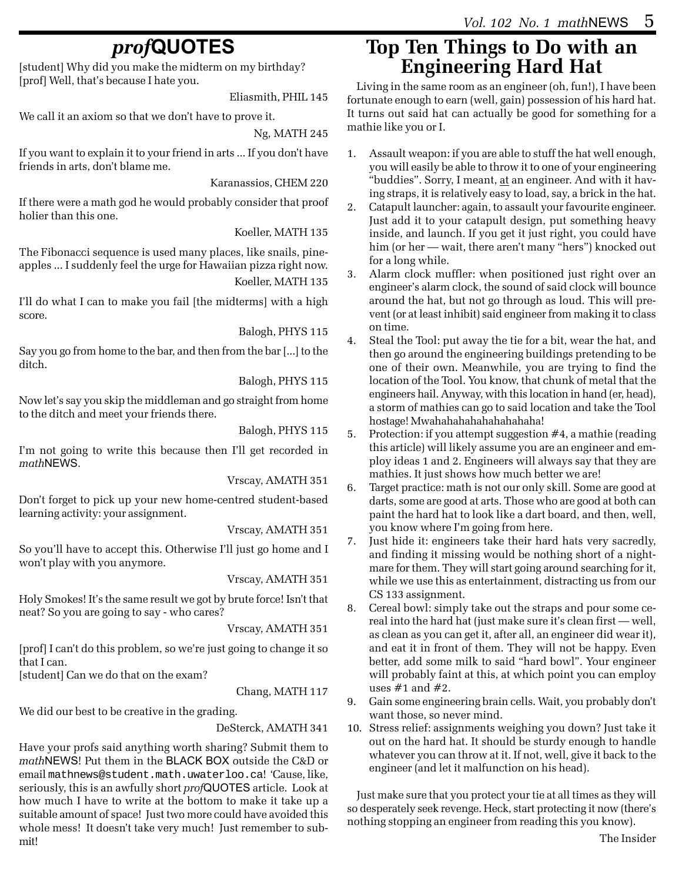## *prof*QUOTES

[student] Why did you make the midterm on my birthday?
[prof] Well, that's because I hate you.

Eliasmith, PHIL 145

We call it an axiom so that we don't have to prove it.

Ng, MATH 245

If you want to explain it to your friend in arts ... If you don't have friends in arts, don't blame me.

Karanassios, CHEM 220

If there were a math god he would probably consider that proof holier than this one.

Koeller, MATH 135

The Fibonacci sequence is used many places, like snails, pineapples ... I suddenly feel the urge for Hawaiian pizza right now.

Koeller, MATH 135

I'll do what I can to make you fail [the midterms] with a high score.

Balogh, PHYS 115

Say you go from home to the bar, and then from the bar [...] to the ditch.

Balogh, PHYS 115

Now let's say you skip the middleman and go straight from home to the ditch and meet your friends there.

Balogh, PHYS 115

I'm not going to write this because then I'll get recorded in *math*NEWS.

Vrscay, AMATH 351

Don't forget to pick up your new home-centred student-based learning activity: your assignment.

Vrscay, AMATH 351

So you'll have to accept this. Otherwise I'll just go home and I won't play with you anymore.

Vrscay, AMATH 351

Holy Smokes! It's the same result we got by brute force! Isn't that neat? So you are going to say - who cares?

Vrscay, AMATH 351

[prof] I can't do this problem, so we're just going to change it so that I can.
[student] Can we do that on the exam?

Chang, MATH 117

We did our best to be creative in the grading.

DeSterck, AMATH 341

Have your profs said anything worth sharing? Submit them to *math*NEWS! Put them in the BLACK BOX outside the C&D or email mathnews@student.math.uwaterloo.ca! 'Cause, like, seriously, this is an awfully short *prof*QUOTES article. Look at how much I have to write at the bottom to make it take up a suitable amount of space! Just two more could have avoided this whole mess! It doesn't take very much! Just remember to submit!

## Top Ten Things to Do with an Engineering Hard Hat

Living in the same room as an engineer (oh, fun!), I have been fortunate enough to earn (well, gain) possession of his hard hat. It turns out said hat can actually be good for something for a mathie like you or I.

1. Assault weapon: if you are able to stuff the hat well enough, you will easily be able to throw it to one of your engineering "buddies". Sorry, I meant, at an engineer. And with it having straps, it is relatively easy to load, say, a brick in the hat.
2. Catapult launcher: again, to assault your favourite engineer. Just add it to your catapult design, put something heavy inside, and launch. If you get it just right, you could have him (or her — wait, there aren't many "hers") knocked out for a long while.
3. Alarm clock muffler: when positioned just right over an engineer's alarm clock, the sound of said clock will bounce around the hat, but not go through as loud. This will prevent (or at least inhibit) said engineer from making it to class on time.
4. Steal the Tool: put away the tie for a bit, wear the hat, and then go around the engineering buildings pretending to be one of their own. Meanwhile, you are trying to find the location of the Tool. You know, that chunk of metal that the engineers hail. Anyway, with this location in hand (er, head), a storm of mathies can go to said location and take the Tool hostage! Mwahahahahahahahahaha!
5. Protection: if you attempt suggestion #4, a mathie (reading this article) will likely assume you are an engineer and employ ideas 1 and 2. Engineers will always say that they are mathies. It just shows how much better we are!
6. Target practice: math is not our only skill. Some are good at darts, some are good at arts. Those who are good at both can paint the hard hat to look like a dart board, and then, well, you know where I'm going from here.
7. Just hide it: engineers take their hard hats very sacredly, and finding it missing would be nothing short of a nightmare for them. They will start going around searching for it, while we use this as entertainment, distracting us from our CS 133 assignment.
8. Cereal bowl: simply take out the straps and pour some cereal into the hard hat (just make sure it's clean first — well, as clean as you can get it, after all, an engineer did wear it), and eat it in front of them. They will not be happy. Even better, add some milk to said "hard bowl". Your engineer will probably faint at this, at which point you can employ uses #1 and #2.
9. Gain some engineering brain cells. Wait, you probably don't want those, so never mind.
10. Stress relief: assignments weighing you down? Just take it out on the hard hat. It should be sturdy enough to handle whatever you can throw at it. If not, well, give it back to the engineer (and let it malfunction on his head).

Just make sure that you protect your tie at all times as they will so desperately seek revenge. Heck, start protecting it now (there's nothing stopping an engineer from reading this you know).

The Insider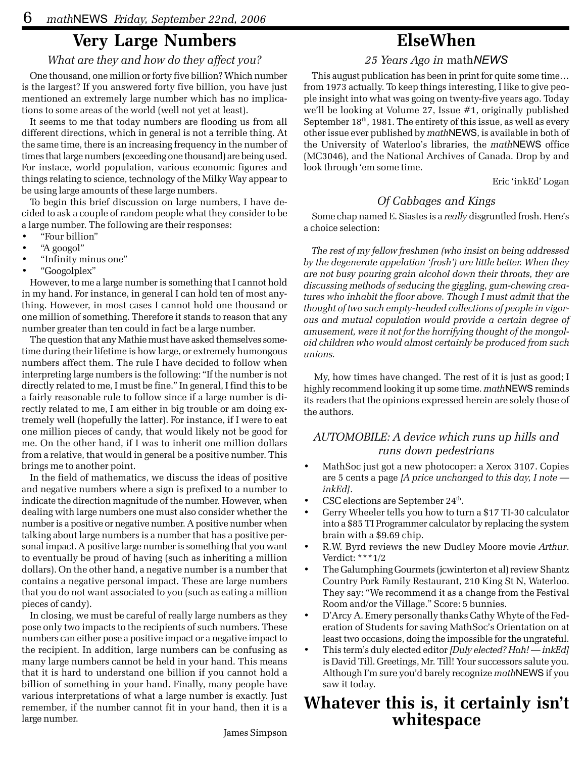# Very Large Numbers

*What are they and how do they affect you?*

One thousand, one million or forty five billion? Which number is the largest? If you answered forty five billion, you have just mentioned an extremely large number which has no implications to some areas of the world (well not yet at least).

It seems to me that today numbers are flooding us from all different directions, which in general is not a terrible thing. At the same time, there is an increasing frequency in the number of times that large numbers (exceeding one thousand) are being used. For instace, world population, various economic figures and things relating to science, technology of the Milky Way appear to be using large amounts of these large numbers.

To begin this brief discussion on large numbers, I have decided to ask a couple of random people what they consider to be a large number. The following are their responses:

- "Four billion"
- "A googol"
- "Infinity minus one"
- "Googolplex"

However, to me a large number is something that I cannot hold in my hand. For instance, in general I can hold ten of most anything. However, in most cases I cannot hold one thousand or one million of something. Therefore it stands to reason that any number greater than ten could in fact be a large number.

The question that any Mathie must have asked themselves sometime during their lifetime is how large, or extremely humongous numbers affect them. The rule I have decided to follow when interpreting large numbers is the following: "If the number is not directly related to me, I must be fine." In general, I find this to be a fairly reasonable rule to follow since if a large number is directly related to me, I am either in big trouble or am doing extremely well (hopefully the latter). For instance, if I were to eat one million pieces of candy, that would likely not be good for me. On the other hand, if I was to inherit one million dollars from a relative, that would in general be a positive number. This brings me to another point.

In the field of mathematics, we discuss the ideas of positive and negative numbers where a sign is prefixed to a number to indicate the direction magnitude of the number. However, when dealing with large numbers one must also consider whether the number is a positive or negative number. A positive number when talking about large numbers is a number that has a positive personal impact. A positive large number is something that you want to eventually be proud of having (such as inheriting a million dollars). On the other hand, a negative number is a number that contains a negative personal impact. These are large numbers that you do not want associated to you (such as eating a million pieces of candy).

In closing, we must be careful of really large numbers as they pose only two impacts to the recipients of such numbers. These numbers can either pose a positive impact or a negative impact to the recipient. In addition, large numbers can be confusing as many large numbers cannot be held in your hand. This means that it is hard to understand one billion if you cannot hold a billion of something in your hand. Finally, many people have various interpretations of what a large number is exactly. Just remember, if the number cannot fit in your hand, then it is a large number.

James Simpson

# ElseWhen

*25 Years Ago in* math*NEWS*

This august publication has been in print for quite some time… from 1973 actually. To keep things interesting, I like to give people insight into what was going on twenty-five years ago. Today we'll be looking at Volume 27, Issue #1, originally published September 18th, 1981. The entirety of this issue, as well as every other issue ever published by *math*NEWS, is available in both of the University of Waterloo's libraries, the *math*NEWS office (MC3046), and the National Archives of Canada. Drop by and look through 'em some time.

Eric 'inkEd' Logan

## *Of Cabbages and Kings*

Some chap named E. Siastes is a *really* disgruntled frosh. Here's a choice selection:

*The rest of my fellow freshmen (who insist on being addressed by the degenerate appelation 'frosh') are little better. When they are not busy pouring grain alcohol down their throats, they are discussing methods of seducing the giggling, gum-chewing creatures who inhabit the floor above. Though I must admit that the thought of two such empty-headed collections of people in vigorous and mutual copulation would provide a certain degree of amusement, were it not for the horrifying thought of the mongoloid children who would almost certainly be produced from such unions.*

My, how times have changed. The rest of it is just as good; I highly recommend looking it up some time. *math*NEWS reminds its readers that the opinions expressed herein are solely those of the authors.

## *AUTOMOBILE: A device which runs up hills and runs down pedestrians*

- MathSoc just got a new photocoper: a Xerox 3107. Copies are 5 cents a page *[A price unchanged to this day, I note — inkEd]*.
- CSC elections are September 24th.
- Gerry Wheeler tells you how to turn a $17 TI-30 calculator into a $85 TI Programmer calculator by replacing the system brain with a $9.69 chip.
- R.W. Byrd reviews the new Dudley Moore movie *Arthur*. Verdict: ***1/2
- The Galumphing Gourmets (jcwinterton et al) review Shantz Country Pork Family Restaurant, 210 King St N, Waterloo. They say: "We recommend it as a change from the Festival Room and/or the Village." Score: 5 bunnies.
- D'Arcy A. Emery personally thanks Cathy Whyte of the Federation of Students for saving MathSoc's Orientation on at least two occasions, doing the impossible for the ungrateful.
- This term's duly elected editor *[Duly elected? Hah! — inkEd]* is David Till. Greetings, Mr. Till! Your successors salute you. Although I'm sure you'd barely recognize *math*NEWS if you saw it today.

# Whatever this is, it certainly isn't whitespace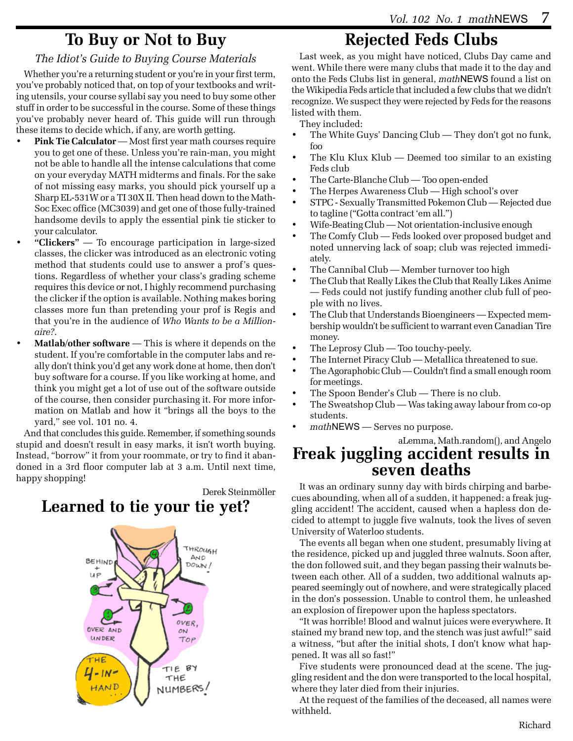# To Buy or Not to Buy

*The Idiot's Guide to Buying Course Materials*

Whether you're a returning student or you're in your first term, you've probably noticed that, on top of your textbooks and writing utensils, your course syllabi say you need to buy some other stuff in order to be successful in the course. Some of these things you've probably never heard of. This guide will run through these items to decide which, if any, are worth getting.

- **Pink Tie Calculator** — Most first year math courses require you to get one of these. Unless you're rain-man, you might not be able to handle all the intense calculations that come on your everyday MATH midterms and finals. For the sake of not missing easy marks, you should pick yourself up a Sharp EL-531W or a TI 30X II. Then head down to the MathSoc Exec office (MC3039) and get one of those fully-trained handsome devils to apply the essential pink tie sticker to your calculator.
- **"Clickers"** — To encourage participation in large-sized classes, the clicker was introduced as an electronic voting method that students could use to answer a prof's questions. Regardless of whether your class's grading scheme requires this device or not, I highly recommend purchasing the clicker if the option is available. Nothing makes boring classes more fun than pretending your prof is Regis and that you're in the audience of *Who Wants to be a Millionaire?*.
- **Matlab/other software** — This is where it depends on the student. If you're comfortable in the computer labs and really don't think you'd get any work done at home, then don't buy software for a course. If you like working at home, and think you might get a lot of use out of the software outside of the course, then consider purchasing it. For more information on Matlab and how it "brings all the boys to the yard," see vol. 101 no. 4.

And that concludes this guide. Remember, if something sounds stupid and doesn't result in easy marks, it isn't worth buying. Instead, "borrow" it from your roommate, or try to find it abandoned in a 3rd floor computer lab at 3 a.m. Until next time, happy shopping!

Derek Steinmöller

# Learned to tie your tie yet?

BEHIND + UP

THROUGH AND DOWN!

OVER AND UNDER

OVER, ON TOP

THE 4-IN-HAND...

TIE BY THE NUMBERS!

# Rejected Feds Clubs

Last week, as you might have noticed, Clubs Day came and went. While there were many clubs that made it to the day and onto the Feds Clubs list in general, *math*NEWS found a list on the Wikipedia Feds article that included a few clubs that we didn't recognize. We suspect they were rejected by Feds for the reasons listed with them.

They included:

- The White Guys' Dancing Club — They don't got no funk, foo
- The Klu Klux Klub — Deemed too similar to an existing Feds club
- The Carte-Blanche Club — Too open-ended
- The Herpes Awareness Club — High school's over
- STPC - Sexually Transmitted Pokemon Club — Rejected due to tagline ("Gotta contract 'em all.")
- Wife-Beating Club — Not orientation-inclusive enough
- The Comfy Club — Feds looked over proposed budget and noted unnerving lack of soap; club was rejected immediately.
- The Cannibal Club — Member turnover too high
- The Club that Really Likes the Club that Really Likes Anime — Feds could not justify funding another club full of people with no lives.
- The Club that Understands Bioengineers — Expected membership wouldn't be sufficient to warrant even Canadian Tire money.
- The Leprosy Club — Too touchy-peely.
- The Internet Piracy Club — Metallica threatened to sue.
- The Agoraphobic Club — Couldn't find a small enough room for meetings.
- The Spoon Bender's Club — There is no club.
- The Sweatshop Club — Was taking away labour from co-op students.
- *math*NEWS — Serves no purpose.

aLemma, Math.random(), and Angelo

# Freak juggling accident results in seven deaths

It was an ordinary sunny day with birds chirping and barbecues abounding, when all of a sudden, it happened: a freak juggling accident! The accident, caused when a hapless don decided to attempt to juggle five walnuts, took the lives of seven University of Waterloo students.

The events all began when one student, presumably living at the residence, picked up and juggled three walnuts. Soon after, the don followed suit, and they began passing their walnuts between each other. All of a sudden, two additional walnuts appeared seemingly out of nowhere, and were strategically placed in the don's possession. Unable to control them, he unleashed an explosion of firepower upon the hapless spectators.

"It was horrible! Blood and walnut juices were everywhere. It stained my brand new top, and the stench was just awful!" said a witness, "but after the initial shots, I don't know what happened. It was all so fast!"

Five students were pronounced dead at the scene. The juggling resident and the don were transported to the local hospital, where they later died from their injuries.

At the request of the families of the deceased, all names were withheld.

Richard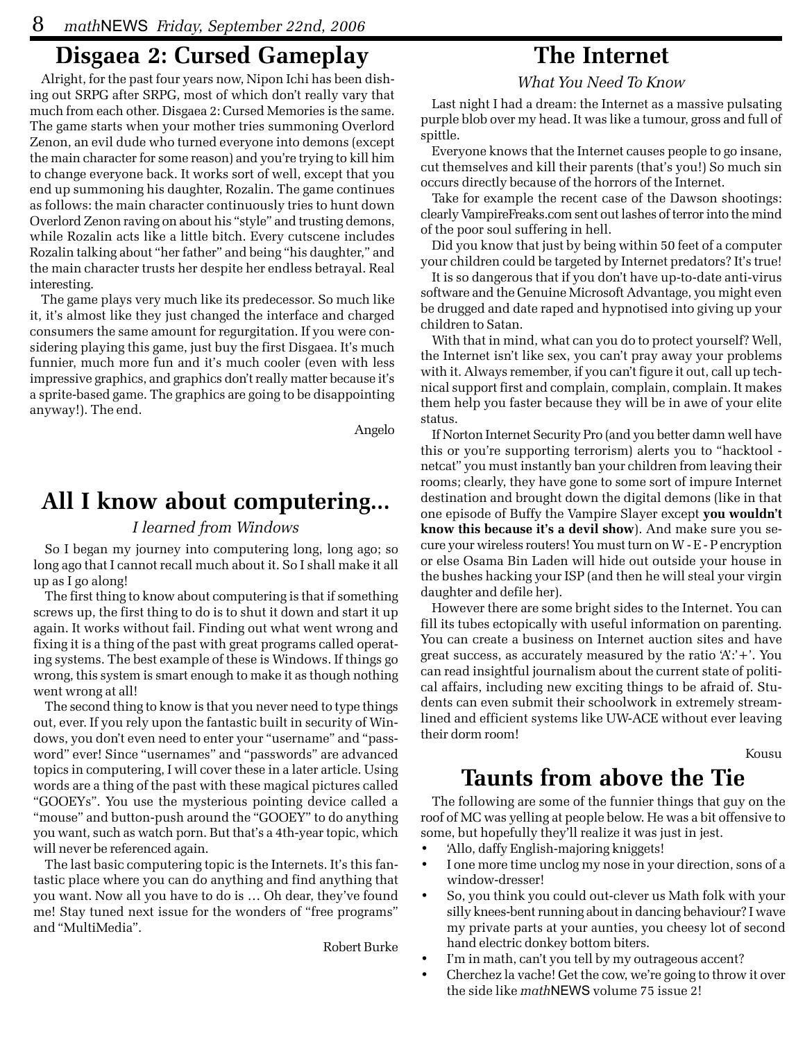## Disgaea 2: Cursed Gameplay

Alright, for the past four years now, Nipon Ichi has been dishing out SRPG after SRPG, most of which don't really vary that much from each other. Disgaea 2: Cursed Memories is the same. The game starts when your mother tries summoning Overlord Zenon, an evil dude who turned everyone into demons (except the main character for some reason) and you're trying to kill him to change everyone back. It works sort of well, except that you end up summoning his daughter, Rozalin. The game continues as follows: the main character continuously tries to hunt down Overlord Zenon raving on about his "style" and trusting demons, while Rozalin acts like a little bitch. Every cutscene includes Rozalin talking about "her father" and being "his daughter," and the main character trusts her despite her endless betrayal. Real interesting.

The game plays very much like its predecessor. So much like it, it's almost like they just changed the interface and charged consumers the same amount for regurgitation. If you were considering playing this game, just buy the first Disgaea. It's much funnier, much more fun and it's much cooler (even with less impressive graphics, and graphics don't really matter because it's a sprite-based game. The graphics are going to be disappointing anyway!). The end.

Angelo

## All I know about computering...

*I learned from Windows*

So I began my journey into computering long, long ago; so long ago that I cannot recall much about it. So I shall make it all up as I go along!

The first thing to know about computering is that if something screws up, the first thing to do is to shut it down and start it up again. It works without fail. Finding out what went wrong and fixing it is a thing of the past with great programs called operating systems. The best example of these is Windows. If things go wrong, this system is smart enough to make it as though nothing went wrong at all!

The second thing to know is that you never need to type things out, ever. If you rely upon the fantastic built in security of Windows, you don't even need to enter your "username" and "password" ever! Since "usernames" and "passwords" are advanced topics in computering, I will cover these in a later article. Using words are a thing of the past with these magical pictures called "GOOEYs". You use the mysterious pointing device called a "mouse" and button-push around the "GOOEY" to do anything you want, such as watch porn. But that's a 4th-year topic, which will never be referenced again.

The last basic computering topic is the Internets. It's this fantastic place where you can do anything and find anything that you want. Now all you have to do is … Oh dear, they've found me! Stay tuned next issue for the wonders of "free programs" and "MultiMedia".

Robert Burke

## The Internet

*What You Need To Know*

Last night I had a dream: the Internet as a massive pulsating purple blob over my head. It was like a tumour, gross and full of spittle.

Everyone knows that the Internet causes people to go insane, cut themselves and kill their parents (that's you!) So much sin occurs directly because of the horrors of the Internet.

Take for example the recent case of the Dawson shootings: clearly VampireFreaks.com sent out lashes of terror into the mind of the poor soul suffering in hell.

Did you know that just by being within 50 feet of a computer your children could be targeted by Internet predators? It's true!

It is so dangerous that if you don't have up-to-date anti-virus software and the Genuine Microsoft Advantage, you might even be drugged and date raped and hypnotised into giving up your children to Satan.

With that in mind, what can you do to protect yourself? Well, the Internet isn't like sex, you can't pray away your problems with it. Always remember, if you can't figure it out, call up technical support first and complain, complain, complain. It makes them help you faster because they will be in awe of your elite status.

If Norton Internet Security Pro (and you better damn well have this or you're supporting terrorism) alerts you to "hacktool - netcat" you must instantly ban your children from leaving their rooms; clearly, they have gone to some sort of impure Internet destination and brought down the digital demons (like in that one episode of Buffy the Vampire Slayer except **you wouldn't know this because it's a devil show**). And make sure you secure your wireless routers! You must turn on W - E - P encryption or else Osama Bin Laden will hide out outside your house in the bushes hacking your ISP (and then he will steal your virgin daughter and defile her).

However there are some bright sides to the Internet. You can fill its tubes ectopically with useful information on parenting. You can create a business on Internet auction sites and have great success, as accurately measured by the ratio 'A:'+'. You can read insightful journalism about the current state of political affairs, including new exciting things to be afraid of. Students can even submit their schoolwork in extremely streamlined and efficient systems like UW-ACE without ever leaving their dorm room!

Kousu

## Taunts from above the Tie

The following are some of the funnier things that guy on the roof of MC was yelling at people below. He was a bit offensive to some, but hopefully they'll realize it was just in jest.

- 'Allo, daffy English-majoring kniggets!
- I one more time unclog my nose in your direction, sons of a window-dresser!
- So, you think you could out-clever us Math folk with your silly knees-bent running about in dancing behaviour? I wave my private parts at your aunties, you cheesy lot of second hand electric donkey bottom biters.
- I'm in math, can't you tell by my outrageous accent?
- Cherchez la vache! Get the cow, we're going to throw it over the side like *math*NEWS volume 75 issue 2!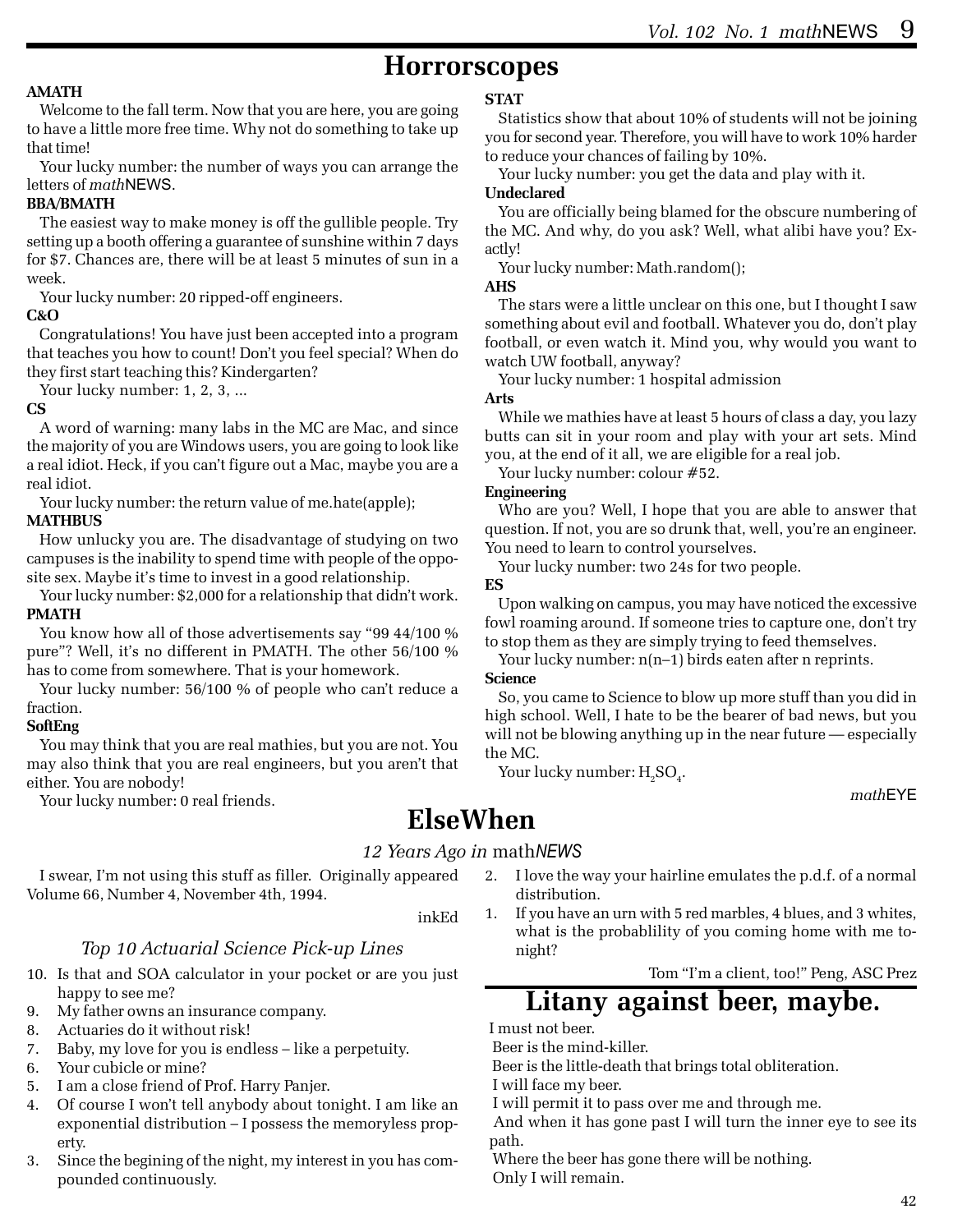# Horrorscopes

**AMATH**

Welcome to the fall term. Now that you are here, you are going to have a little more free time. Why not do something to take up that time!

Your lucky number: the number of ways you can arrange the letters of *math*NEWS.

**BBA/BMATH**

The easiest way to make money is off the gullible people. Try setting up a booth offering a guarantee of sunshine within 7 days for $7. Chances are, there will be at least 5 minutes of sun in a week.

Your lucky number: 20 ripped-off engineers.

**C&O**

Congratulations! You have just been accepted into a program that teaches you how to count! Don't you feel special? When do they first start teaching this? Kindergarten?

Your lucky number: 1, 2, 3, ...

**CS**

A word of warning: many labs in the MC are Mac, and since the majority of you are Windows users, you are going to look like a real idiot. Heck, if you can't figure out a Mac, maybe you are a real idiot.

Your lucky number: the return value of me.hate(apple);

**MATHBUS**

How unlucky you are. The disadvantage of studying on two campuses is the inability to spend time with people of the opposite sex. Maybe it's time to invest in a good relationship.

Your lucky number: $2,000 for a relationship that didn't work.

**PMATH**

You know how all of those advertisements say "99 44/100 % pure"? Well, it's no different in PMATH. The other 56/100 % has to come from somewhere. That is your homework.

Your lucky number: 56/100 % of people who can't reduce a fraction.

**SoftEng**

You may think that you are real mathies, but you are not. You may also think that you are real engineers, but you aren't that either. You are nobody!

Your lucky number: 0 real friends.

**STAT**

Statistics show that about 10% of students will not be joining you for second year. Therefore, you will have to work 10% harder to reduce your chances of failing by 10%.

Your lucky number: you get the data and play with it.

**Undeclared**

You are officially being blamed for the obscure numbering of the MC. And why, do you ask? Well, what alibi have you? Exactly!

Your lucky number: Math.random();

**AHS**

The stars were a little unclear on this one, but I thought I saw something about evil and football. Whatever you do, don't play football, or even watch it. Mind you, why would you want to watch UW football, anyway?

Your lucky number: 1 hospital admission

**Arts**

While we mathies have at least 5 hours of class a day, you lazy butts can sit in your room and play with your art sets. Mind you, at the end of it all, we are eligible for a real job.

Your lucky number: colour #52.

**Engineering**

Who are you? Well, I hope that you are able to answer that question. If not, you are so drunk that, well, you're an engineer. You need to learn to control yourselves.

Your lucky number: two 24s for two people.

**ES**

Upon walking on campus, you may have noticed the excessive fowl roaming around. If someone tries to capture one, don't try to stop them as they are simply trying to feed themselves.

Your lucky number: $n(n-1)$ birds eaten after n reprints.

**Science**

So, you came to Science to blow up more stuff than you did in high school. Well, I hate to be the bearer of bad news, but you will not be blowing anything up in the near future — especially the MC.

Your lucky number: $H_2SO_4$.

*math*EYE

# ElseWhen

*12 Years Ago in* math*NEWS*

I swear, I'm not using this stuff as filler. Originally appeared Volume 66, Number 4, November 4th, 1994.

inkEd

### *Top 10 Actuarial Science Pick-up Lines*

10. Is that and SOA calculator in your pocket or are you just happy to see me?
9. My father owns an insurance company.
8. Actuaries do it without risk!
7. Baby, my love for you is endless – like a perpetuity.
6. Your cubicle or mine?
5. I am a close friend of Prof. Harry Panjer.
4. Of course I won't tell anybody about tonight. I am like an exponential distribution – I possess the memoryless property.
3. Since the begining of the night, my interest in you has compounded continuously.
2. I love the way your hairline emulates the p.d.f. of a normal distribution.
1. If you have an urn with 5 red marbles, 4 blues, and 3 whites, what is the probablility of you coming home with me tonight?

Tom "I'm a client, too!" Peng, ASC Prez

# Litany against beer, maybe.

I must not beer.
Beer is the mind-killer.
Beer is the little-death that brings total obliteration.
I will face my beer.
I will permit it to pass over me and through me.
And when it has gone past I will turn the inner eye to see its path.
Where the beer has gone there will be nothing.
Only I will remain.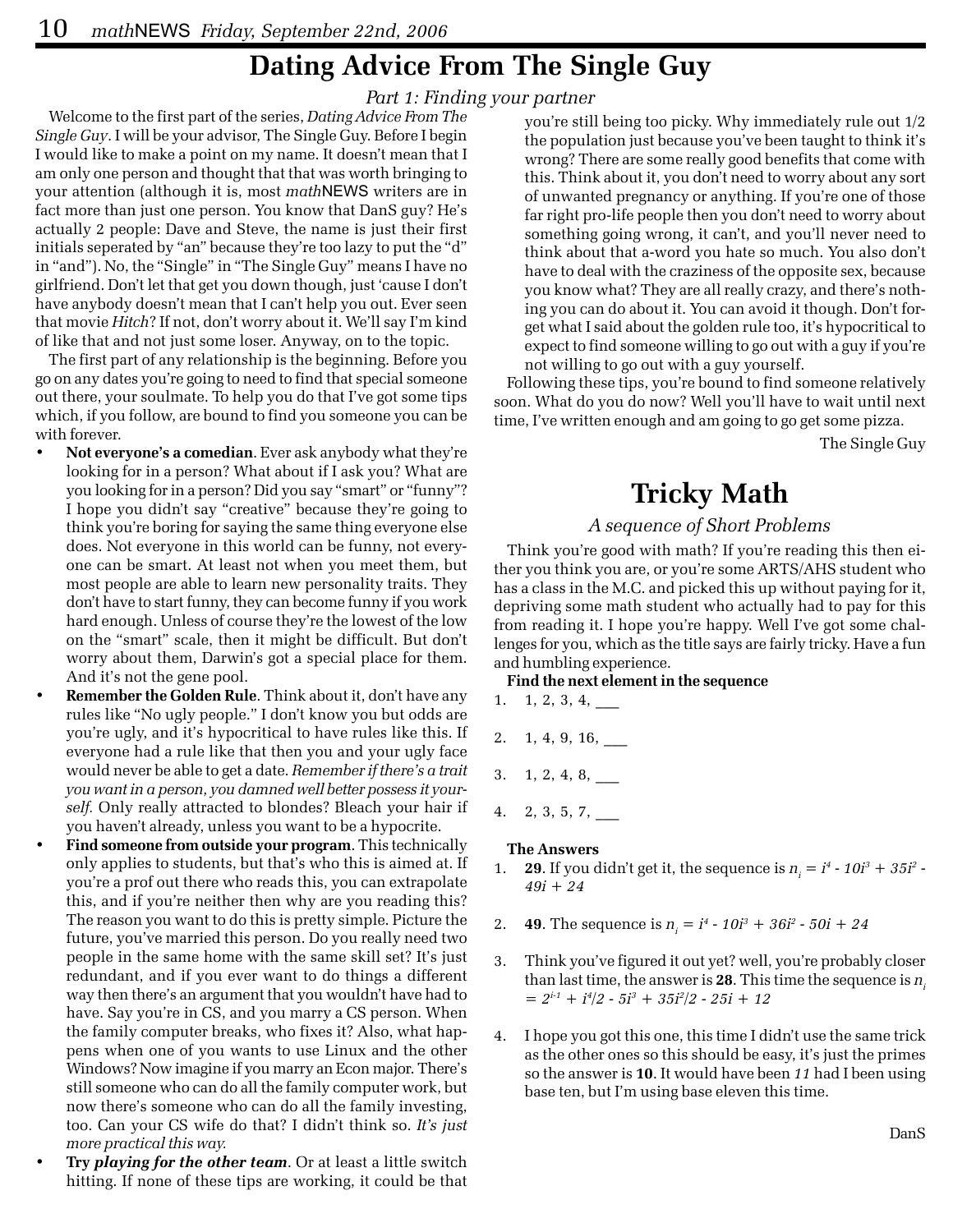# Dating Advice From The Single Guy

*Part 1: Finding your partner*

Welcome to the first part of the series, *Dating Advice From The Single Guy*. I will be your advisor, The Single Guy. Before I begin I would like to make a point on my name. It doesn't mean that I am only one person and thought that that was worth bringing to your attention (although it is, most *math*NEWS writers are in fact more than just one person. You know that DanS guy? He's actually 2 people: Dave and Steve, the name is just their first initials seperated by "an" because they're too lazy to put the "d" in "and"). No, the "Single" in "The Single Guy" means I have no girlfriend. Don't let that get you down though, just 'cause I don't have anybody doesn't mean that I can't help you out. Ever seen that movie *Hitch*? If not, don't worry about it. We'll say I'm kind of like that and not just some loser. Anyway, on to the topic.

The first part of any relationship is the beginning. Before you go on any dates you're going to need to find that special someone out there, your soulmate. To help you do that I've got some tips which, if you follow, are bound to find you someone you can be with forever.

- **Not everyone's a comedian**. Ever ask anybody what they're looking for in a person? What about if I ask you? What are you looking for in a person? Did you say "smart" or "funny"? I hope you didn't say "creative" because they're going to think you're boring for saying the same thing everyone else does. Not everyone in this world can be funny, not everyone can be smart. At least not when you meet them, but most people are able to learn new personality traits. They don't have to start funny, they can become funny if you work hard enough. Unless of course they're the lowest of the low on the "smart" scale, then it might be difficult. But don't worry about them, Darwin's got a special place for them. And it's not the gene pool.
- **Remember the Golden Rule**. Think about it, don't have any rules like "No ugly people." I don't know you but odds are you're ugly, and it's hypocritical to have rules like this. If everyone had a rule like that then you and your ugly face would never be able to get a date. *Remember if there's a trait you want in a person, you damned well better possess it yourself.* Only really attracted to blondes? Bleach your hair if you haven't already, unless you want to be a hypocrite.
- **Find someone from outside your program**. This technically only applies to students, but that's who this is aimed at. If you're a prof out there who reads this, you can extrapolate this, and if you're neither then why are you reading this? The reason you want to do this is pretty simple. Picture the future, you've married this person. Do you really need two people in the same home with the same skill set? It's just redundant, and if you ever want to do things a different way then there's an argument that you wouldn't have had to have. Say you're in CS, and you marry a CS person. When the family computer breaks, who fixes it? Also, what happens when one of you wants to use Linux and the other Windows? Now imagine if you marry an Econ major. There's still someone who can do all the family computer work, but now there's someone who can do all the family investing, too. Can your CS wife do that? I didn't think so. *It's just more practical this way.*
- **Try *playing for the other team***. Or at least a little switch hitting. If none of these tips are working, it could be that you're still being too picky. Why immediately rule out 1/2 the population just because you've been taught to think it's wrong? There are some really good benefits that come with this. Think about it, you don't need to worry about any sort of unwanted pregnancy or anything. If you're one of those far right pro-life people then you don't need to worry about something going wrong, it can't, and you'll never need to think about that a-word you hate so much. You also don't have to deal with the craziness of the opposite sex, because you know what? They are all really crazy, and there's nothing you can do about it. You can avoid it though. Don't forget what I said about the golden rule too, it's hypocritical to expect to find someone willing to go out with a guy if you're not willing to go out with a guy yourself.

Following these tips, you're bound to find someone relatively soon. What do you do now? Well you'll have to wait until next time, I've written enough and am going to go get some pizza.

The Single Guy

# Tricky Math

*A sequence of Short Problems*

Think you're good with math? If you're reading this then either you think you are, or you're some ARTS/AHS student who has a class in the M.C. and picked this up without paying for it, depriving some math student who actually had to pay for this from reading it. I hope you're happy. Well I've got some challenges for you, which as the title says are fairly tricky. Have a fun and humbling experience.

**Find the next element in the sequence**

1. 1, 2, 3, 4, ___
2. 1, 4, 9, 16, ___
3. 1, 2, 4, 8, ___
4. 2, 3, 5, 7, ___

**The Answers**

1. **29**. If you didn't get it, the sequence is $n_i = i^4 - 10i^3 + 35i^2 - 49i + 24$
2. **49**. The sequence is $n_i = i^4 - 10i^3 + 36i^2 - 50i + 24$
3. Think you've figured it out yet? well, you're probably closer than last time, the answer is **28**. This time the sequence is $n_i = 2^{i-1} + i^4/2 - 5i^3 + 35i^2/2 - 25i + 12$
4. I hope you got this one, this time I didn't use the same trick as the other ones so this should be easy, it's just the primes so the answer is **10**. It would have been *11* had I been using base ten, but I'm using base eleven this time.

DanS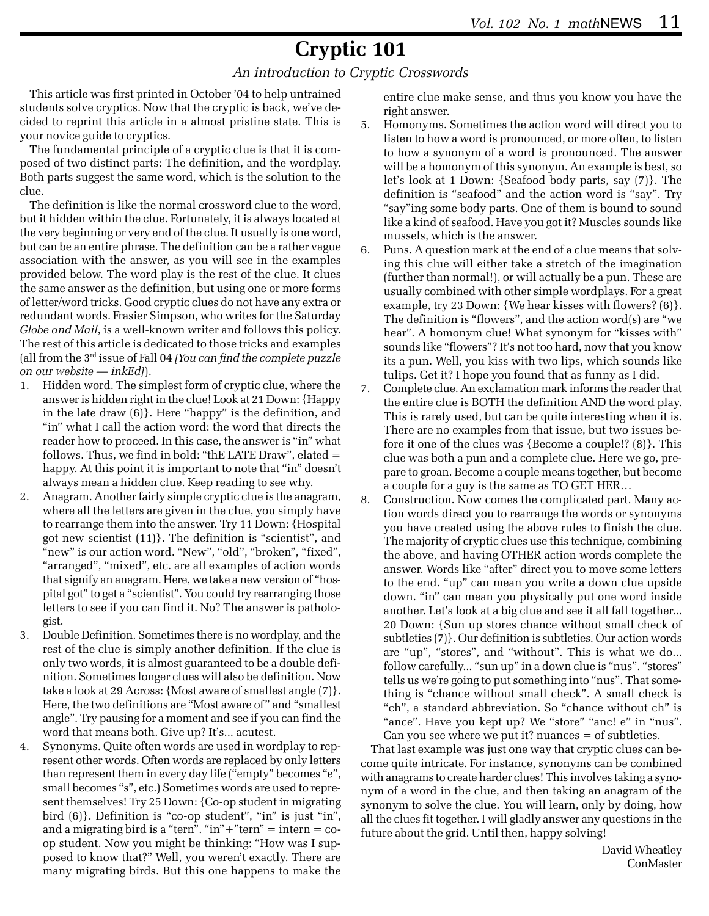# Cryptic 101

*An introduction to Cryptic Crosswords*

This article was first printed in October '04 to help untrained students solve cryptics. Now that the cryptic is back, we've decided to reprint this article in a almost pristine state. This is your novice guide to cryptics.

The fundamental principle of a cryptic clue is that it is composed of two distinct parts: The definition, and the wordplay. Both parts suggest the same word, which is the solution to the clue.

The definition is like the normal crossword clue to the word, but it hidden within the clue. Fortunately, it is always located at the very beginning or very end of the clue. It usually is one word, but can be an entire phrase. The definition can be a rather vague association with the answer, as you will see in the examples provided below. The word play is the rest of the clue. It clues the same answer as the definition, but using one or more forms of letter/word tricks. Good cryptic clues do not have any extra or redundant words. Frasier Simpson, who writes for the Saturday *Globe and Mail*, is a well-known writer and follows this policy. The rest of this article is dedicated to those tricks and examples (all from the 3rd issue of Fall 04 *[You can find the complete puzzle on our website — inkEd]*).

1. Hidden word. The simplest form of cryptic clue, where the answer is hidden right in the clue! Look at 21 Down: {Happy in the late draw (6)}. Here "happy" is the definition, and "in" what I call the action word: the word that directs the reader how to proceed. In this case, the answer is "in" what follows. Thus, we find in bold: "th**E LATE D**raw", elated = happy. At this point it is important to note that "in" doesn't always mean a hidden clue. Keep reading to see why.
2. Anagram. Another fairly simple cryptic clue is the anagram, where all the letters are given in the clue, you simply have to rearrange them into the answer. Try 11 Down: {Hospital got new scientist (11)}. The definition is "scientist", and "new" is our action word. "New", "old", "broken", "fixed", "arranged", "mixed", etc. are all examples of action words that signify an anagram. Here, we take a new version of "hospital got" to get a "scientist". You could try rearranging those letters to see if you can find it. No? The answer is pathologist.
3. Double Definition. Sometimes there is no wordplay, and the rest of the clue is simply another definition. If the clue is only two words, it is almost guaranteed to be a double definition. Sometimes longer clues will also be definition. Now take a look at 29 Across: {Most aware of smallest angle (7)}. Here, the two definitions are "Most aware of" and "smallest angle". Try pausing for a moment and see if you can find the word that means both. Give up? It's... acutest.
4. Synonyms. Quite often words are used in wordplay to represent other words. Often words are replaced by only letters than represent them in every day life ("empty" becomes "e", small becomes "s", etc.) Sometimes words are used to represent themselves! Try 25 Down: {Co-op student in migrating bird (6)}. Definition is "co-op student", "in" is just "in", and a migrating bird is a "tern". "in"+"tern" = intern = co-op student. Now you might be thinking: "How was I supposed to know that?" Well, you weren't exactly. There are many migrating birds. But this one happens to make the entire clue make sense, and thus you know you have the right answer.
5. Homonyms. Sometimes the action word will direct you to listen to how a word is pronounced, or more often, to listen to how a synonym of a word is pronounced. The answer will be a homonym of this synonym. An example is best, so let's look at 1 Down: {Seafood body parts, say (7)}. The definition is "seafood" and the action word is "say". Try "say"ing some body parts. One of them is bound to sound like a kind of seafood. Have you got it? Muscles sounds like mussels, which is the answer.
6. Puns. A question mark at the end of a clue means that solving this clue will either take a stretch of the imagination (further than normal!), or will actually be a pun. These are usually combined with other simple wordplays. For a great example, try 23 Down: {We hear kisses with flowers? (6)}. The definition is "flowers", and the action word(s) are "we hear". A homonym clue! What synonym for "kisses with" sounds like "flowers"? It's not too hard, now that you know its a pun. Well, you kiss with two lips, which sounds like tulips. Get it? I hope you found that as funny as I did.
7. Complete clue. An exclamation mark informs the reader that the entire clue is BOTH the definition AND the word play. This is rarely used, but can be quite interesting when it is. There are no examples from that issue, but two issues before it one of the clues was {Become a couple!? (8)}. This clue was both a pun and a complete clue. Here we go, prepare to groan. Become a couple means together, but become a couple for a guy is the same as TO GET HER…
8. Construction. Now comes the complicated part. Many action words direct you to rearrange the words or synonyms you have created using the above rules to finish the clue. The majority of cryptic clues use this technique, combining the above, and having OTHER action words complete the answer. Words like "after" direct you to move some letters to the end. "up" can mean you write a down clue upside down. "in" can mean you physically put one word inside another. Let's look at a big clue and see it all fall together... 20 Down: {Sun up stores chance without small check of subtleties (7)}. Our definition is subtleties. Our action words are "up", "stores", and "without". This is what we do... follow carefully... "sun up" in a down clue is "nus". "stores" tells us we're going to put something into "nus". That something is "chance without small check". A small check is "ch", a standard abbreviation. So "chance without ch" is "ance". Have you kept up? We "store" "anc! e" in "nus". Can you see where we put it? nuances = of subtleties.

That last example was just one way that cryptic clues can become quite intricate. For instance, synonyms can be combined with anagrams to create harder clues! This involves taking a synonym of a word in the clue, and then taking an anagram of the synonym to solve the clue. You will learn, only by doing, how all the clues fit together. I will gladly answer any questions in the future about the grid. Until then, happy solving!

David Wheatley
ConMaster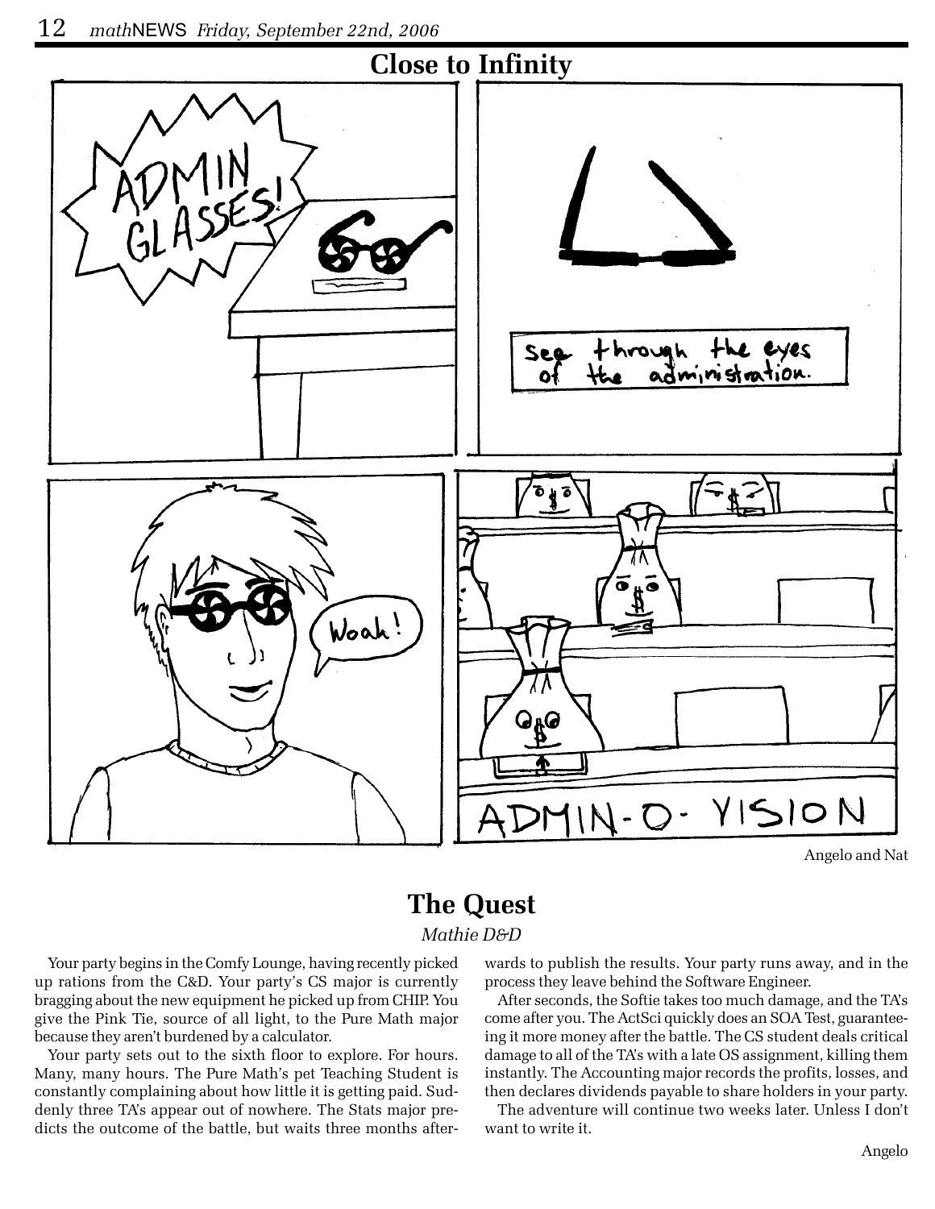## Close to Infinity

Angelo and Nat

## The Quest

*Mathie D&D*

Your party begins in the Comfy Lounge, having recently picked up rations from the C&D. Your party's CS major is currently bragging about the new equipment he picked up from CHIP. You give the Pink Tie, source of all light, to the Pure Math major because they aren't burdened by a calculator.

Your party sets out to the sixth floor to explore. For hours. Many, many hours. The Pure Math's pet Teaching Student is constantly complaining about how little it is getting paid. Suddenly three TA's appear out of nowhere. The Stats major predicts the outcome of the battle, but waits three months afterwards to publish the results. Your party runs away, and in the process they leave behind the Software Engineer.

After seconds, the Softie takes too much damage, and the TA's come after you. The ActSci quickly does an SOA Test, guaranteeing it more money after the battle. The CS student deals critical damage to all of the TA's with a late OS assignment, killing them instantly. The Accounting major records the profits, losses, and then declares dividends payable to share holders in your party.

The adventure will continue two weeks later. Unless I don't want to write it.

Angelo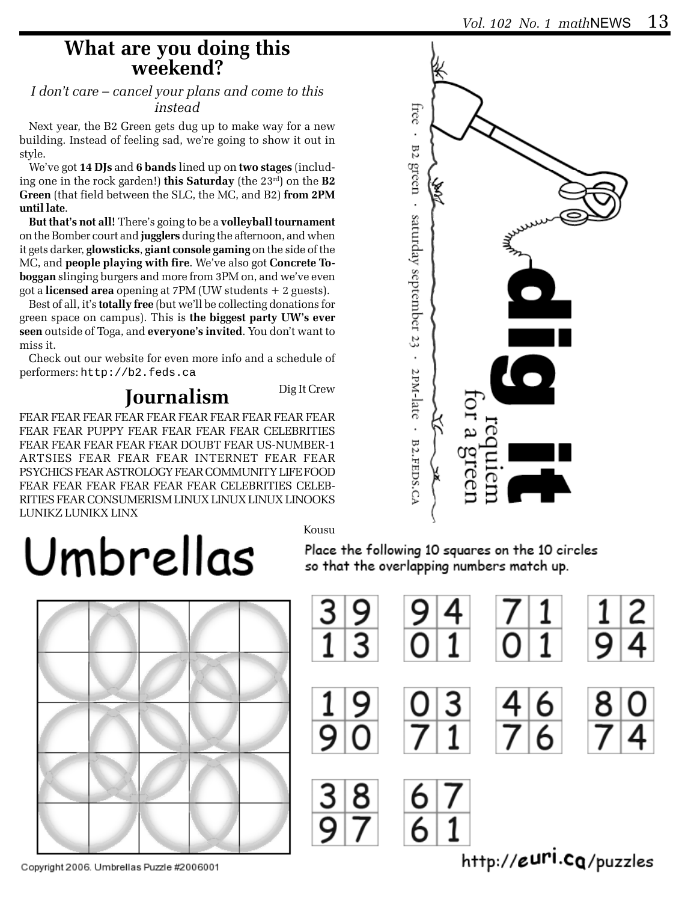## What are you doing this weekend?

*I don't care – cancel your plans and come to this instead*

Next year, the B2 Green gets dug up to make way for a new building. Instead of feeling sad, we're going to show it out in style.

We've got **14 DJs** and **6 bands** lined up on **two stages** (including one in the rock garden!) **this Saturday** (the 23rd) on the **B2 Green** (that field between the SLC, the MC, and B2) **from 2PM until late**.

**But that's not all!** There's going to be a **volleyball tournament** on the Bomber court and **jugglers** during the afternoon, and when it gets darker, **glowsticks**, **giant console gaming** on the side of the MC, and **people playing with fire**. We've also got **Concrete Toboggan** slinging burgers and more from 3PM on, and we've even got a **licensed area** opening at 7PM (UW students + 2 guests).

Best of all, it's **totally free** (but we'll be collecting donations for green space on campus). This is **the biggest party UW's ever seen** outside of Toga, and **everyone's invited**. You don't want to miss it.

Check out our website for even more info and a schedule of performers: `http://b2.feds.ca`

Dig It Crew

**dig it**
requiem for a green

free · B2 green · saturday september 23 · 2PM-late · B2.FEDS.CA

## Journalism

FEAR FEAR FEAR FEAR FEAR FEAR FEAR FEAR FEAR FEAR FEAR FEAR PUPPY FEAR FEAR FEAR FEAR CELEBRITIES FEAR FEAR FEAR FEAR FEAR DOUBT FEAR US-NUMBER-1 ARTSIES FEAR FEAR FEAR INTERNET FEAR FEAR PSYCHICS FEAR ASTROLOGY FEAR COMMUNITY LIFE FOOD FEAR FEAR FEAR FEAR FEAR FEAR CELEBRITIES CELEBRITIES FEAR CONSUMERISM LINUX LINUX LINUX LINOOKS LUNIKZ LUNIKX LINX

Kousu

# Umbrellas

Place the following 10 squares on the 10 circles so that the overlapping numbers match up.

| 3 9 / 1 3 | 9 4 / 0 1 | 7 1 / 0 1 | 1 2 / 9 4 |
|---|---|---|---|
| 1 9 / 9 0 | 0 3 / 7 1 | 4 6 / 7 6 | 8 0 / 7 4 |
| 3 8 / 9 7 | 6 7 / 6 1 | | |

Copyright 2006. Umbrellas Puzzle #2006001

http://euri.ca/puzzles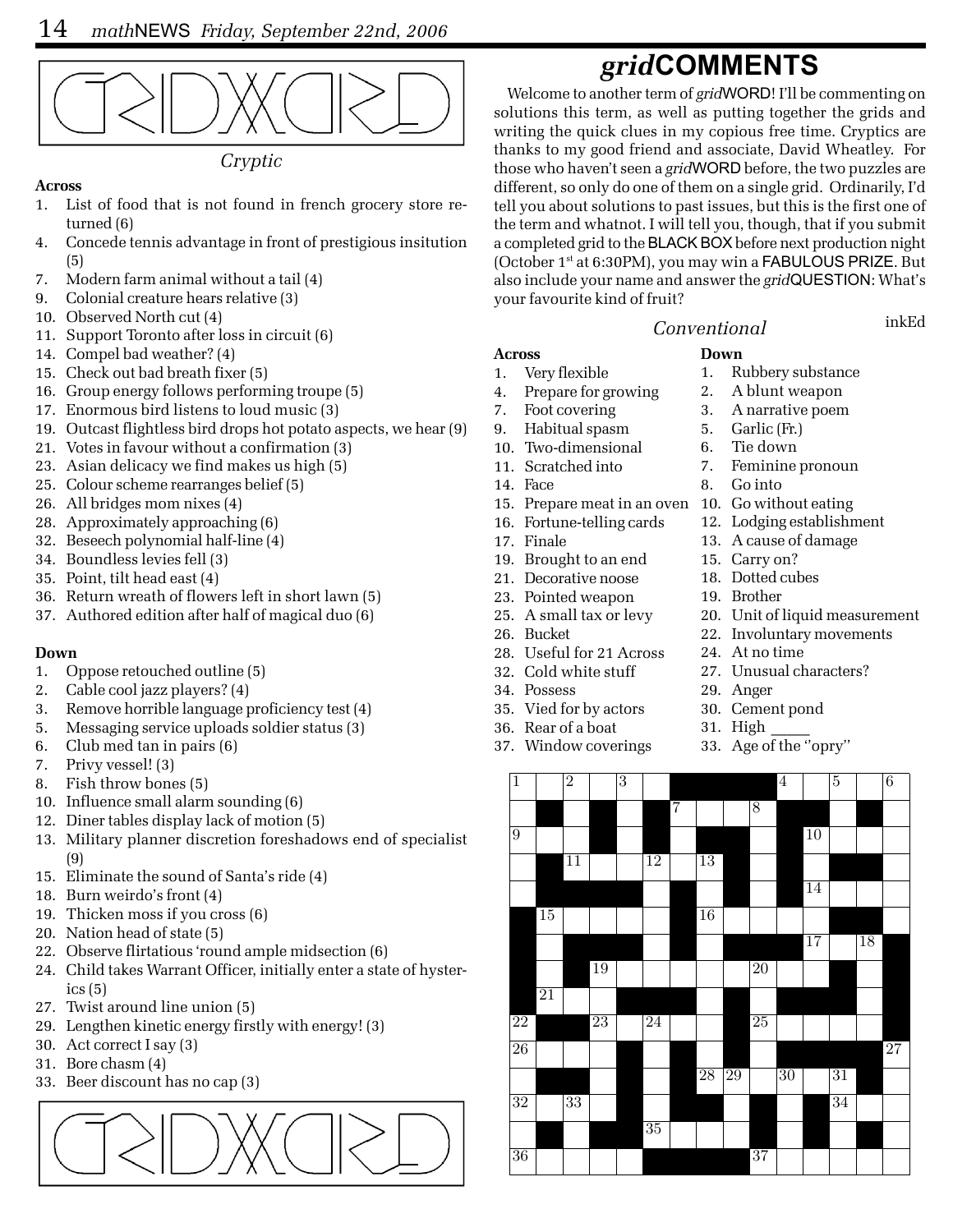# GRIDWORD

## *Cryptic*

**Across**

1. List of food that is not found in french grocery store returned (6)
4. Concede tennis advantage in front of prestigious insitution (5)
7. Modern farm animal without a tail (4)
9. Colonial creature hears relative (3)
10. Observed North cut (4)
11. Support Toronto after loss in circuit (6)
14. Compel bad weather? (4)
15. Check out bad breath fixer (5)
16. Group energy follows performing troupe (5)
17. Enormous bird listens to loud music (3)
19. Outcast flightless bird drops hot potato aspects, we hear (9)
21. Votes in favour without a confirmation (3)
23. Asian delicacy we find makes us high (5)
25. Colour scheme rearranges belief (5)
26. All bridges mom nixes (4)
28. Approximately approaching (6)
32. Beseech polynomial half-line (4)
34. Boundless levies fell (3)
35. Point, tilt head east (4)
36. Return wreath of flowers left in short lawn (5)
37. Authored edition after half of magical duo (6)

**Down**

1. Oppose retouched outline (5)
2. Cable cool jazz players? (4)
3. Remove horrible language proficiency test (4)
5. Messaging service uploads soldier status (3)
6. Club med tan in pairs (6)
7. Privy vessel! (3)
8. Fish throw bones (5)
10. Influence small alarm sounding (6)
12. Diner tables display lack of motion (5)
13. Military planner discretion foreshadows end of specialist (9)
15. Eliminate the sound of Santa's ride (4)
18. Burn weirdo's front (4)
19. Thicken moss if you cross (6)
20. Nation head of state (5)
22. Observe flirtatious 'round ample midsection (6)
24. Child takes Warrant Officer, initially enter a state of hysterics (5)
27. Twist around line union (5)
29. Lengthen kinetic energy firstly with energy! (3)
30. Act correct I say (3)
31. Bore chasm (4)
33. Beer discount has no cap (3)

# *grid*COMMENTS

Welcome to another term of *grid*WORD! I'll be commenting on solutions this term, as well as putting together the grids and writing the quick clues in my copious free time. Cryptics are thanks to my good friend and associate, David Wheatley. For those who haven't seen a *grid*WORD before, the two puzzles are different, so only do one of them on a single grid. Ordinarily, I'd tell you about solutions to past issues, but this is the first one of the term and whatnot. I will tell you, though, that if you submit a completed grid to the BLACK BOX before next production night (October 1st at 6:30PM), you may win a FABULOUS PRIZE. But also include your name and answer the *grid*QUESTION: What's your favourite kind of fruit?

inkEd

## *Conventional*

**Across**

1. Very flexible
4. Prepare for growing
7. Foot covering
9. Habitual spasm
10. Two-dimensional
11. Scratched into
14. Face
15. Prepare meat in an oven
16. Fortune-telling cards
17. Finale
19. Brought to an end
21. Decorative noose
23. Pointed weapon
25. A small tax or levy
26. Bucket
28. Useful for 21 Across
32. Cold white stuff
34. Possess
35. Vied for by actors
36. Rear of a boat
37. Window coverings

**Down**

1. Rubbery substance
2. A blunt weapon
3. A narrative poem
5. Garlic (Fr.)
6. Tie down
7. Feminine pronoun
8. Go into
10. Go without eating
12. Lodging establishment
13. A cause of damage
15. Carry on?
18. Dotted cubes
19. Brother
20. Unit of liquid measurement
22. Involuntary movements
24. At no time
27. Unusual characters?
29. Anger
30. Cement pond
31. High _____
33. Age of the "opry"

# GRIDWORD